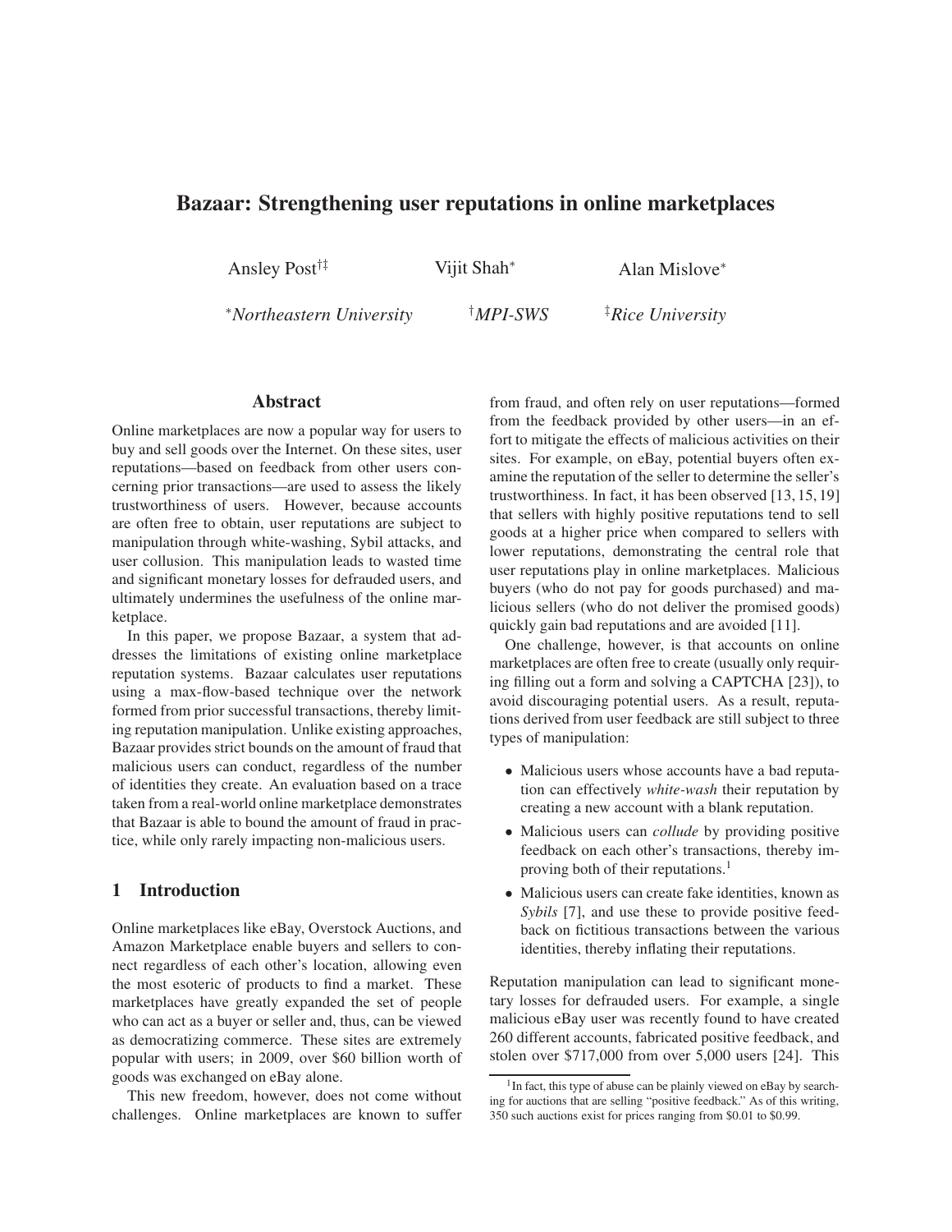# Bazaar: Strengthening user reputations in online marketplaces

Ansley Post[†‡] Vijit Shah[*] Alan Mislove[*]

[*]*Northeastern University* [†]*MPI-SWS* [‡]*Rice University*

## Abstract

Online marketplaces are now a popular way for users to buy and sell goods over the Internet. On these sites, user reputations—based on feedback from other users concerning prior transactions—are used to assess the likely trustworthiness of users. However, because accounts are often free to obtain, user reputations are subject to manipulation through white-washing, Sybil attacks, and user collusion. This manipulation leads to wasted time and significant monetary losses for defrauded users, and ultimately undermines the usefulness of the online marketplace.

In this paper, we propose Bazaar, a system that addresses the limitations of existing online marketplace reputation systems. Bazaar calculates user reputations using a max-flow-based technique over the network formed from prior successful transactions, thereby limiting reputation manipulation. Unlike existing approaches, Bazaar provides strict bounds on the amount of fraud that malicious users can conduct, regardless of the number of identities they create. An evaluation based on a trace taken from a real-world online marketplace demonstrates that Bazaar is able to bound the amount of fraud in practice, while only rarely impacting non-malicious users.

## 1 Introduction

Online marketplaces like eBay, Overstock Auctions, and Amazon Marketplace enable buyers and sellers to connect regardless of each other's location, allowing even the most esoteric of products to find a market. These marketplaces have greatly expanded the set of people who can act as a buyer or seller and, thus, can be viewed as democratizing commerce. These sites are extremely popular with users; in 2009, over $60 billion worth of goods was exchanged on eBay alone.

This new freedom, however, does not come without challenges. Online marketplaces are known to suffer from fraud, and often rely on user reputations—formed from the feedback provided by other users—in an effort to mitigate the effects of malicious activities on their sites. For example, on eBay, potential buyers often examine the reputation of the seller to determine the seller's trustworthiness. In fact, it has been observed [13, 15, 19] that sellers with highly positive reputations tend to sell goods at a higher price when compared to sellers with lower reputations, demonstrating the central role that user reputations play in online marketplaces. Malicious buyers (who do not pay for goods purchased) and malicious sellers (who do not deliver the promised goods) quickly gain bad reputations and are avoided [11].

One challenge, however, is that accounts on online marketplaces are often free to create (usually only requiring filling out a form and solving a CAPTCHA [23]), to avoid discouraging potential users. As a result, reputations derived from user feedback are still subject to three types of manipulation:

- Malicious users whose accounts have a bad reputation can effectively *white-wash* their reputation by creating a new account with a blank reputation.
- Malicious users can *collude* by providing positive feedback on each other's transactions, thereby improving both of their reputations.[1]
- Malicious users can create fake identities, known as *Sybils* [7], and use these to provide positive feedback on fictitious transactions between the various identities, thereby inflating their reputations.

Reputation manipulation can lead to significant monetary losses for defrauded users. For example, a single malicious eBay user was recently found to have created 260 different accounts, fabricated positive feedback, and stolen over $717,000 from over 5,000 users [24]. This

[1] In fact, this type of abuse can be plainly viewed on eBay by searching for auctions that are selling "positive feedback." As of this writing, 350 such auctions exist for prices ranging from $0.01 to $0.99.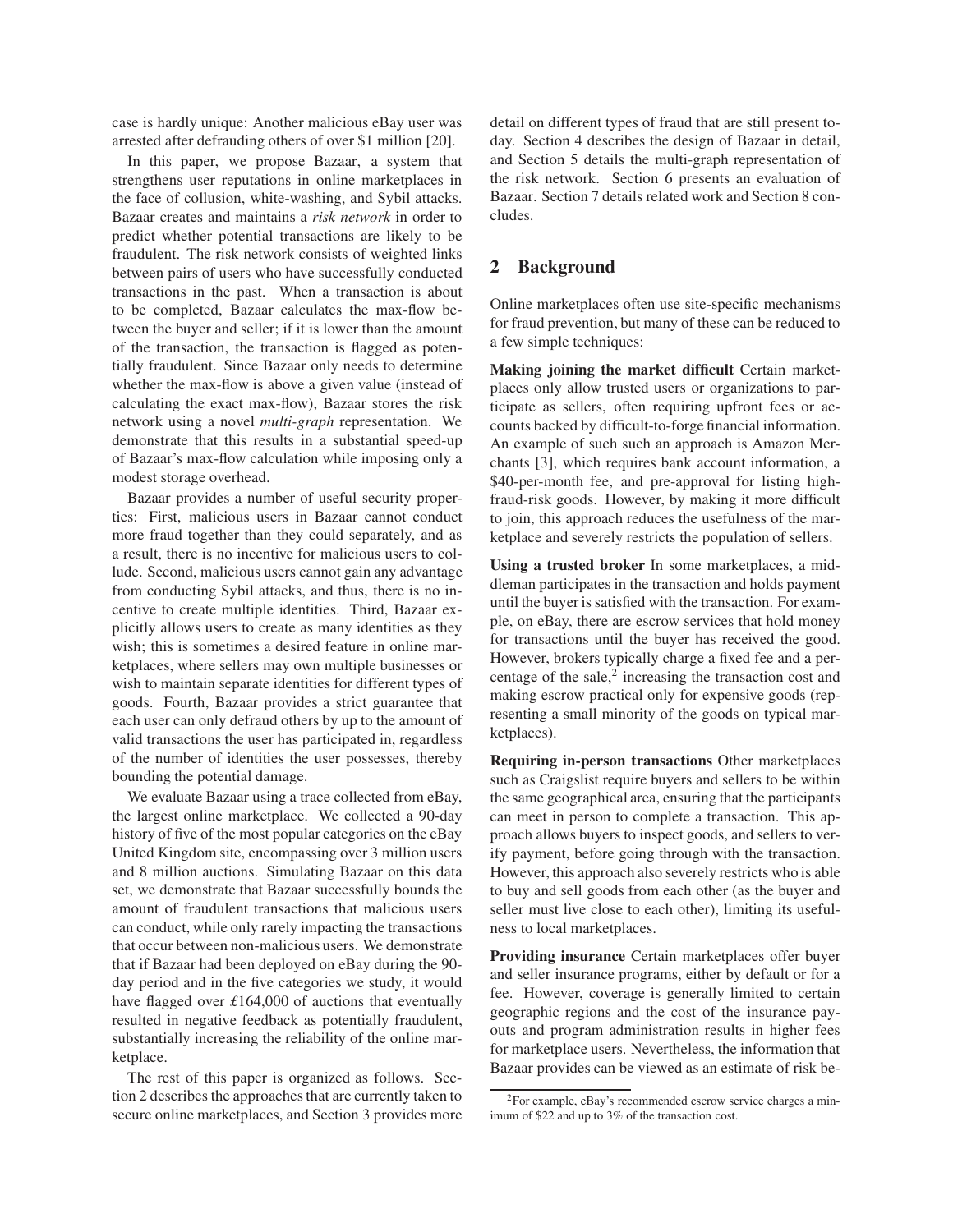case is hardly unique: Another malicious eBay user was arrested after defrauding others of over $1 million [20].

In this paper, we propose Bazaar, a system that strengthens user reputations in online marketplaces in the face of collusion, white-washing, and Sybil attacks. Bazaar creates and maintains a *risk network* in order to predict whether potential transactions are likely to be fraudulent. The risk network consists of weighted links between pairs of users who have successfully conducted transactions in the past. When a transaction is about to be completed, Bazaar calculates the max-flow between the buyer and seller; if it is lower than the amount of the transaction, the transaction is flagged as potentially fraudulent. Since Bazaar only needs to determine whether the max-flow is above a given value (instead of calculating the exact max-flow), Bazaar stores the risk network using a novel *multi-graph* representation. We demonstrate that this results in a substantial speed-up of Bazaar's max-flow calculation while imposing only a modest storage overhead.

Bazaar provides a number of useful security properties: First, malicious users in Bazaar cannot conduct more fraud together than they could separately, and as a result, there is no incentive for malicious users to collude. Second, malicious users cannot gain any advantage from conducting Sybil attacks, and thus, there is no incentive to create multiple identities. Third, Bazaar explicitly allows users to create as many identities as they wish; this is sometimes a desired feature in online marketplaces, where sellers may own multiple businesses or wish to maintain separate identities for different types of goods. Fourth, Bazaar provides a strict guarantee that each user can only defraud others by up to the amount of valid transactions the user has participated in, regardless of the number of identities the user possesses, thereby bounding the potential damage.

We evaluate Bazaar using a trace collected from eBay, the largest online marketplace. We collected a 90-day history of five of the most popular categories on the eBay United Kingdom site, encompassing over 3 million users and 8 million auctions. Simulating Bazaar on this data set, we demonstrate that Bazaar successfully bounds the amount of fraudulent transactions that malicious users can conduct, while only rarely impacting the transactions that occur between non-malicious users. We demonstrate that if Bazaar had been deployed on eBay during the 90-day period and in the five categories we study, it would have flagged over £164,000 of auctions that eventually resulted in negative feedback as potentially fraudulent, substantially increasing the reliability of the online marketplace.

The rest of this paper is organized as follows. Section 2 describes the approaches that are currently taken to secure online marketplaces, and Section 3 provides more detail on different types of fraud that are still present today. Section 4 describes the design of Bazaar in detail, and Section 5 details the multi-graph representation of the risk network. Section 6 presents an evaluation of Bazaar. Section 7 details related work and Section 8 concludes.

## 2 Background

Online marketplaces often use site-specific mechanisms for fraud prevention, but many of these can be reduced to a few simple techniques:

**Making joining the market difficult** Certain marketplaces only allow trusted users or organizations to participate as sellers, often requiring upfront fees or accounts backed by difficult-to-forge financial information. An example of such such an approach is Amazon Merchants [3], which requires bank account information, a $40-per-month fee, and pre-approval for listing high-fraud-risk goods. However, by making it more difficult to join, this approach reduces the usefulness of the marketplace and severely restricts the population of sellers.

**Using a trusted broker** In some marketplaces, a middleman participates in the transaction and holds payment until the buyer is satisfied with the transaction. For example, on eBay, there are escrow services that hold money for transactions until the buyer has received the good. However, brokers typically charge a fixed fee and a percentage of the sale,[2] increasing the transaction cost and making escrow practical only for expensive goods (representing a small minority of the goods on typical marketplaces).

**Requiring in-person transactions** Other marketplaces such as Craigslist require buyers and sellers to be within the same geographical area, ensuring that the participants can meet in person to complete a transaction. This approach allows buyers to inspect goods, and sellers to verify payment, before going through with the transaction. However, this approach also severely restricts who is able to buy and sell goods from each other (as the buyer and seller must live close to each other), limiting its usefulness to local marketplaces.

**Providing insurance** Certain marketplaces offer buyer and seller insurance programs, either by default or for a fee. However, coverage is generally limited to certain geographic regions and the cost of the insurance payouts and program administration results in higher fees for marketplace users. Nevertheless, the information that Bazaar provides can be viewed as an estimate of risk be-

[2] For example, eBay's recommended escrow service charges a minimum of $22 and up to 3% of the transaction cost.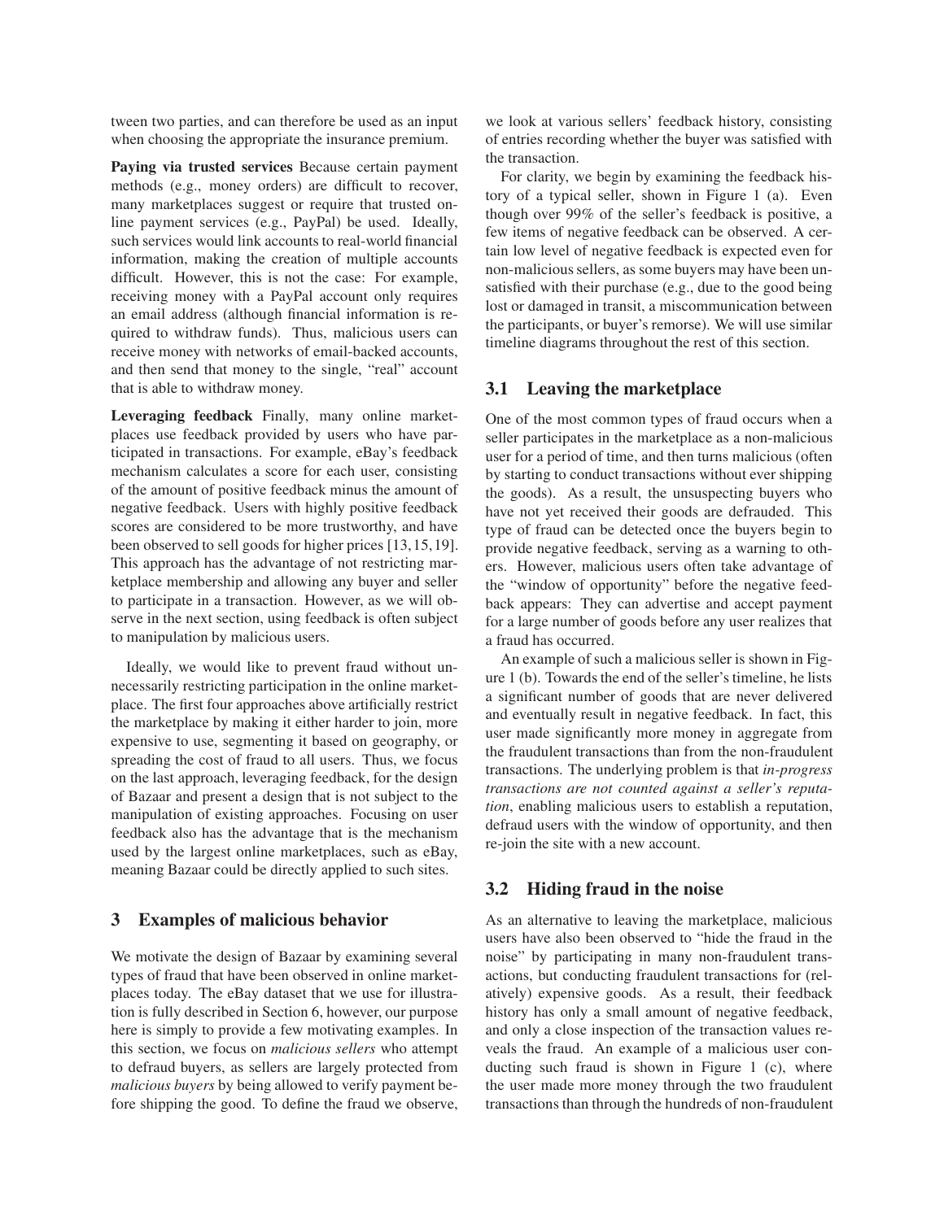tween two parties, and can therefore be used as an input when choosing the appropriate the insurance premium.

**Paying via trusted services** Because certain payment methods (e.g., money orders) are difficult to recover, many marketplaces suggest or require that trusted online payment services (e.g., PayPal) be used. Ideally, such services would link accounts to real-world financial information, making the creation of multiple accounts difficult. However, this is not the case: For example, receiving money with a PayPal account only requires an email address (although financial information is required to withdraw funds). Thus, malicious users can receive money with networks of email-backed accounts, and then send that money to the single, "real" account that is able to withdraw money.

**Leveraging feedback** Finally, many online marketplaces use feedback provided by users who have participated in transactions. For example, eBay's feedback mechanism calculates a score for each user, consisting of the amount of positive feedback minus the amount of negative feedback. Users with highly positive feedback scores are considered to be more trustworthy, and have been observed to sell goods for higher prices [13, 15, 19]. This approach has the advantage of not restricting marketplace membership and allowing any buyer and seller to participate in a transaction. However, as we will observe in the next section, using feedback is often subject to manipulation by malicious users.

Ideally, we would like to prevent fraud without unnecessarily restricting participation in the online marketplace. The first four approaches above artificially restrict the marketplace by making it either harder to join, more expensive to use, segmenting it based on geography, or spreading the cost of fraud to all users. Thus, we focus on the last approach, leveraging feedback, for the design of Bazaar and present a design that is not subject to the manipulation of existing approaches. Focusing on user feedback also has the advantage that is the mechanism used by the largest online marketplaces, such as eBay, meaning Bazaar could be directly applied to such sites.

## 3 Examples of malicious behavior

We motivate the design of Bazaar by examining several types of fraud that have been observed in online marketplaces today. The eBay dataset that we use for illustration is fully described in Section 6, however, our purpose here is simply to provide a few motivating examples. In this section, we focus on *malicious sellers* who attempt to defraud buyers, as sellers are largely protected from *malicious buyers* by being allowed to verify payment before shipping the good. To define the fraud we observe, we look at various sellers' feedback history, consisting of entries recording whether the buyer was satisfied with the transaction.

For clarity, we begin by examining the feedback history of a typical seller, shown in Figure 1 (a). Even though over 99% of the seller's feedback is positive, a few items of negative feedback can be observed. A certain low level of negative feedback is expected even for non-malicious sellers, as some buyers may have been unsatisfied with their purchase (e.g., due to the good being lost or damaged in transit, a miscommunication between the participants, or buyer's remorse). We will use similar timeline diagrams throughout the rest of this section.

### 3.1 Leaving the marketplace

One of the most common types of fraud occurs when a seller participates in the marketplace as a non-malicious user for a period of time, and then turns malicious (often by starting to conduct transactions without ever shipping the goods). As a result, the unsuspecting buyers who have not yet received their goods are defrauded. This type of fraud can be detected once the buyers begin to provide negative feedback, serving as a warning to others. However, malicious users often take advantage of the "window of opportunity" before the negative feedback appears: They can advertise and accept payment for a large number of goods before any user realizes that a fraud has occurred.

An example of such a malicious seller is shown in Figure 1 (b). Towards the end of the seller's timeline, he lists a significant number of goods that are never delivered and eventually result in negative feedback. In fact, this user made significantly more money in aggregate from the fraudulent transactions than from the non-fraudulent transactions. The underlying problem is that *in-progress transactions are not counted against a seller's reputation*, enabling malicious users to establish a reputation, defraud users with the window of opportunity, and then re-join the site with a new account.

### 3.2 Hiding fraud in the noise

As an alternative to leaving the marketplace, malicious users have also been observed to "hide the fraud in the noise" by participating in many non-fraudulent transactions, but conducting fraudulent transactions for (relatively) expensive goods. As a result, their feedback history has only a small amount of negative feedback, and only a close inspection of the transaction values reveals the fraud. An example of a malicious user conducting such fraud is shown in Figure 1 (c), where the user made more money through the two fraudulent transactions than through the hundreds of non-fraudulent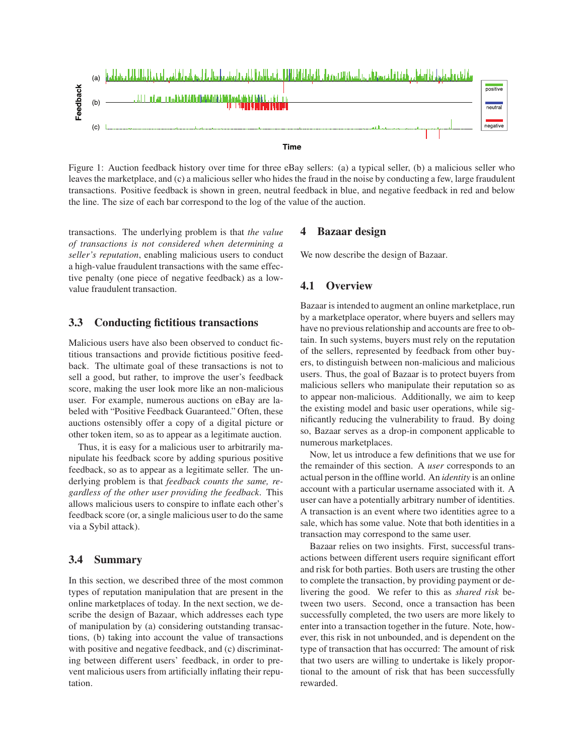Figure 1: Auction feedback history over time for three eBay sellers: (a) a typical seller, (b) a malicious seller who leaves the marketplace, and (c) a malicious seller who hides the fraud in the noise by conducting a few, large fraudulent transactions. Positive feedback is shown in green, neutral feedback in blue, and negative feedback in red and below the line. The size of each bar correspond to the log of the value of the auction.

transactions. The underlying problem is that *the value of transactions is not considered when determining a seller's reputation*, enabling malicious users to conduct a high-value fraudulent transactions with the same effective penalty (one piece of negative feedback) as a low-value fraudulent transaction.

### 3.3 Conducting fictitious transactions

Malicious users have also been observed to conduct fictitious transactions and provide fictitious positive feedback. The ultimate goal of these transactions is not to sell a good, but rather, to improve the user's feedback score, making the user look more like an non-malicious user. For example, numerous auctions on eBay are labeled with "Positive Feedback Guaranteed." Often, these auctions ostensibly offer a copy of a digital picture or other token item, so as to appear as a legitimate auction.

Thus, it is easy for a malicious user to arbitrarily manipulate his feedback score by adding spurious positive feedback, so as to appear as a legitimate seller. The underlying problem is that *feedback counts the same, regardless of the other user providing the feedback*. This allows malicious users to conspire to inflate each other's feedback score (or, a single malicious user to do the same via a Sybil attack).

### 3.4 Summary

In this section, we described three of the most common types of reputation manipulation that are present in the online marketplaces of today. In the next section, we describe the design of Bazaar, which addresses each type of manipulation by (a) considering outstanding transactions, (b) taking into account the value of transactions with positive and negative feedback, and (c) discriminating between different users' feedback, in order to prevent malicious users from artificially inflating their reputation.

## 4 Bazaar design

We now describe the design of Bazaar.

### 4.1 Overview

Bazaar is intended to augment an online marketplace, run by a marketplace operator, where buyers and sellers may have no previous relationship and accounts are free to obtain. In such systems, buyers must rely on the reputation of the sellers, represented by feedback from other buyers, to distinguish between non-malicious and malicious users. Thus, the goal of Bazaar is to protect buyers from malicious sellers who manipulate their reputation so as to appear non-malicious. Additionally, we aim to keep the existing model and basic user operations, while significantly reducing the vulnerability to fraud. By doing so, Bazaar serves as a drop-in component applicable to numerous marketplaces.

Now, let us introduce a few definitions that we use for the remainder of this section. A *user* corresponds to an actual person in the offline world. An *identity* is an online account with a particular username associated with it. A user can have a potentially arbitrary number of identities. A transaction is an event where two identities agree to a sale, which has some value. Note that both identities in a transaction may correspond to the same user.

Bazaar relies on two insights. First, successful transactions between different users require significant effort and risk for both parties. Both users are trusting the other to complete the transaction, by providing payment or delivering the good. We refer to this as *shared risk* between two users. Second, once a transaction has been successfully completed, the two users are more likely to enter into a transaction together in the future. Note, however, this risk in not unbounded, and is dependent on the type of transaction that has occurred: The amount of risk that two users are willing to undertake is likely proportional to the amount of risk that has been successfully rewarded.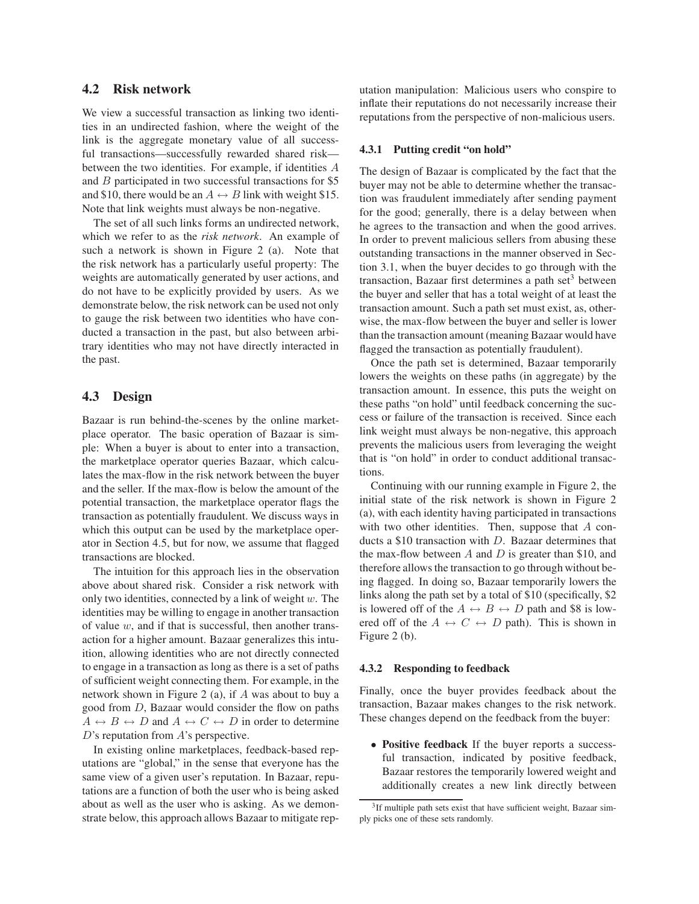## 4.2 Risk network

We view a successful transaction as linking two identities in an undirected fashion, where the weight of the link is the aggregate monetary value of all successful transactions—successfully rewarded shared risk—between the two identities. For example, if identities $A$ and $B$ participated in two successful transactions for \$5 and \$10, there would be an $A \leftrightarrow B$ link with weight \$15. Note that link weights must always be non-negative.

The set of all such links forms an undirected network, which we refer to as the *risk network*. An example of such a network is shown in Figure 2 (a). Note that the risk network has a particularly useful property: The weights are automatically generated by user actions, and do not have to be explicitly provided by users. As we demonstrate below, the risk network can be used not only to gauge the risk between two identities who have conducted a transaction in the past, but also between arbitrary identities who may not have directly interacted in the past.

## 4.3 Design

Bazaar is run behind-the-scenes by the online marketplace operator. The basic operation of Bazaar is simple: When a buyer is about to enter into a transaction, the marketplace operator queries Bazaar, which calculates the max-flow in the risk network between the buyer and the seller. If the max-flow is below the amount of the potential transaction, the marketplace operator flags the transaction as potentially fraudulent. We discuss ways in which this output can be used by the marketplace operator in Section 4.5, but for now, we assume that flagged transactions are blocked.

The intuition for this approach lies in the observation above about shared risk. Consider a risk network with only two identities, connected by a link of weight $w$. The identities may be willing to engage in another transaction of value $w$, and if that is successful, then another transaction for a higher amount. Bazaar generalizes this intuition, allowing identities who are not directly connected to engage in a transaction as long as there is a set of paths of sufficient weight connecting them. For example, in the network shown in Figure 2 (a), if $A$ was about to buy a good from $D$, Bazaar would consider the flow on paths $A \leftrightarrow B \leftrightarrow D$ and $A \leftrightarrow C \leftrightarrow D$ in order to determine $D$'s reputation from $A$'s perspective.

In existing online marketplaces, feedback-based reputations are "global," in the sense that everyone has the same view of a given user's reputation. In Bazaar, reputations are a function of both the user who is being asked about as well as the user who is asking. As we demonstrate below, this approach allows Bazaar to mitigate reputation manipulation: Malicious users who conspire to inflate their reputations do not necessarily increase their reputations from the perspective of non-malicious users.

### 4.3.1 Putting credit "on hold"

The design of Bazaar is complicated by the fact that the buyer may not be able to determine whether the transaction was fraudulent immediately after sending payment for the good; generally, there is a delay between when he agrees to the transaction and when the good arrives. In order to prevent malicious sellers from abusing these outstanding transactions in the manner observed in Section 3.1, when the buyer decides to go through with the transaction, Bazaar first determines a path set[3] between the buyer and seller that has a total weight of at least the transaction amount. Such a path set must exist, as, otherwise, the max-flow between the buyer and seller is lower than the transaction amount (meaning Bazaar would have flagged the transaction as potentially fraudulent).

Once the path set is determined, Bazaar temporarily lowers the weights on these paths (in aggregate) by the transaction amount. In essence, this puts the weight on these paths "on hold" until feedback concerning the success or failure of the transaction is received. Since each link weight must always be non-negative, this approach prevents the malicious users from leveraging the weight that is "on hold" in order to conduct additional transactions.

Continuing with our running example in Figure 2, the initial state of the risk network is shown in Figure 2 (a), with each identity having participated in transactions with two other identities. Then, suppose that $A$ conducts a \$10 transaction with $D$. Bazaar determines that the max-flow between $A$ and $D$ is greater than \$10, and therefore allows the transaction to go through without being flagged. In doing so, Bazaar temporarily lowers the links along the path set by a total of \$10 (specifically, \$2 is lowered off of the $A \leftrightarrow B \leftrightarrow D$ path and \$8 is lowered off of the $A \leftrightarrow C \leftrightarrow D$ path). This is shown in Figure 2 (b).

### 4.3.2 Responding to feedback

Finally, once the buyer provides feedback about the transaction, Bazaar makes changes to the risk network. These changes depend on the feedback from the buyer:

- **Positive feedback** If the buyer reports a successful transaction, indicated by positive feedback, Bazaar restores the temporarily lowered weight and additionally creates a new link directly between

[3] If multiple path sets exist that have sufficient weight, Bazaar simply picks one of these sets randomly.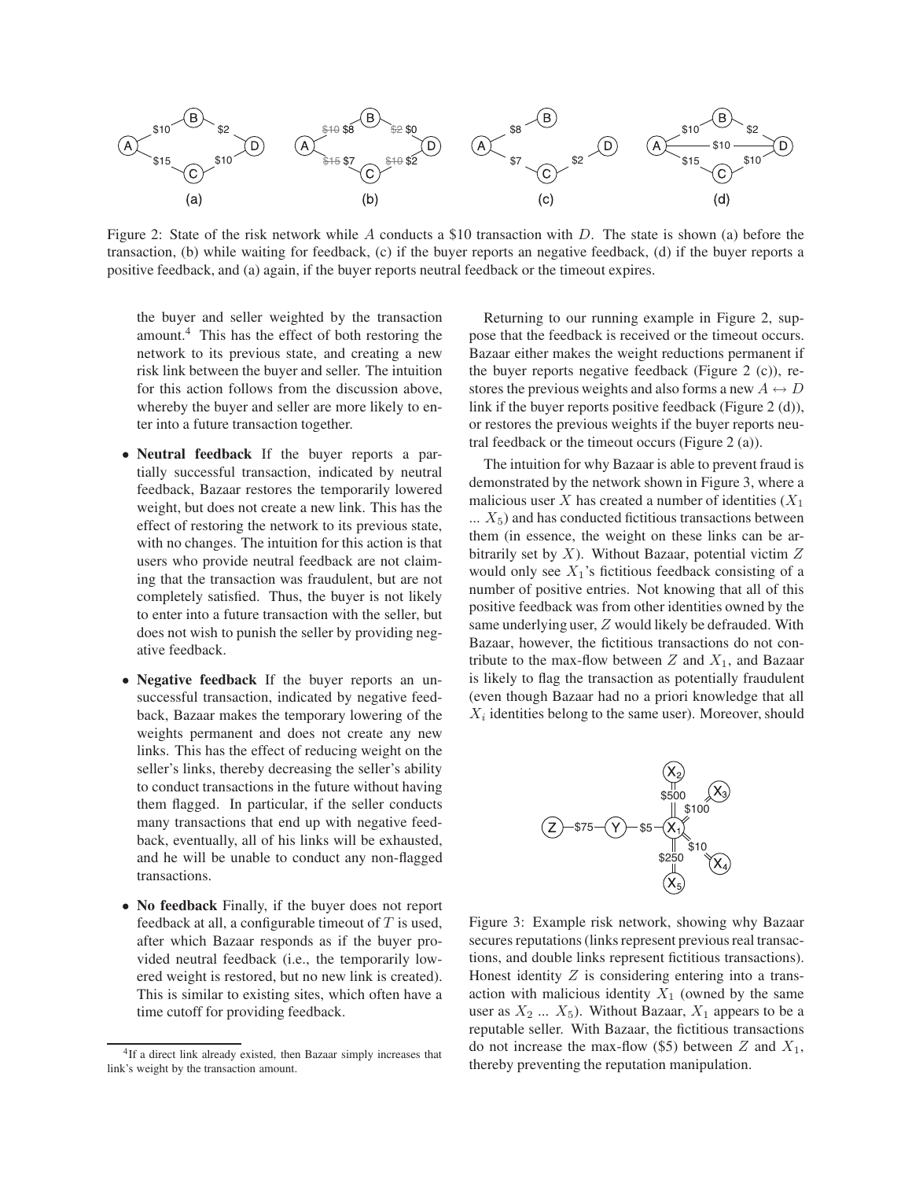Figure 2: State of the risk network while $A$ conducts a \$10 transaction with $D$. The state is shown (a) before the transaction, (b) while waiting for feedback, (c) if the buyer reports an negative feedback, (d) if the buyer reports a positive feedback, and (a) again, if the buyer reports neutral feedback or the timeout expires.

the buyer and seller weighted by the transaction amount.[4] This has the effect of both restoring the network to its previous state, and creating a new risk link between the buyer and seller. The intuition for this action follows from the discussion above, whereby the buyer and seller are more likely to enter into a future transaction together.

- **Neutral feedback** If the buyer reports a partially successful transaction, indicated by neutral feedback, Bazaar restores the temporarily lowered weight, but does not create a new link. This has the effect of restoring the network to its previous state, with no changes. The intuition for this action is that users who provide neutral feedback are not claiming that the transaction was fraudulent, but are not completely satisfied. Thus, the buyer is not likely to enter into a future transaction with the seller, but does not wish to punish the seller by providing negative feedback.
- **Negative feedback** If the buyer reports an unsuccessful transaction, indicated by negative feedback, Bazaar makes the temporary lowering of the weights permanent and does not create any new links. This has the effect of reducing weight on the seller's links, thereby decreasing the seller's ability to conduct transactions in the future without having them flagged. In particular, if the seller conducts many transactions that end up with negative feedback, eventually, all of his links will be exhausted, and he will be unable to conduct any non-flagged transactions.
- **No feedback** Finally, if the buyer does not report feedback at all, a configurable timeout of $T$ is used, after which Bazaar responds as if the buyer provided neutral feedback (i.e., the temporarily lowered weight is restored, but no new link is created). This is similar to existing sites, which often have a time cutoff for providing feedback.

[4] If a direct link already existed, then Bazaar simply increases that link's weight by the transaction amount.

Returning to our running example in Figure 2, suppose that the feedback is received or the timeout occurs. Bazaar either makes the weight reductions permanent if the buyer reports negative feedback (Figure 2 (c)), restores the previous weights and also forms a new $A \leftrightarrow D$ link if the buyer reports positive feedback (Figure 2 (d)), or restores the previous weights if the buyer reports neutral feedback or the timeout occurs (Figure 2 (a)).

The intuition for why Bazaar is able to prevent fraud is demonstrated by the network shown in Figure 3, where a malicious user $X$ has created a number of identities ($X_1$ ... $X_5$) and has conducted fictitious transactions between them (in essence, the weight on these links can be arbitrarily set by $X$). Without Bazaar, potential victim $Z$ would only see $X_1$'s fictitious feedback consisting of a number of positive entries. Not knowing that all of this positive feedback was from other identities owned by the same underlying user, $Z$ would likely be defrauded. With Bazaar, however, the fictitious transactions do not contribute to the max-flow between $Z$ and $X_1$, and Bazaar is likely to flag the transaction as potentially fraudulent (even though Bazaar had no a priori knowledge that all $X_i$ identities belong to the same user). Moreover, should

Figure 3: Example risk network, showing why Bazaar secures reputations (links represent previous real transactions, and double links represent fictitious transactions). Honest identity $Z$ is considering entering into a transaction with malicious identity $X_1$ (owned by the same user as $X_2$ ... $X_5$). Without Bazaar, $X_1$ appears to be a reputable seller. With Bazaar, the fictitious transactions do not increase the max-flow (\$5) between $Z$ and $X_1$, thereby preventing the reputation manipulation.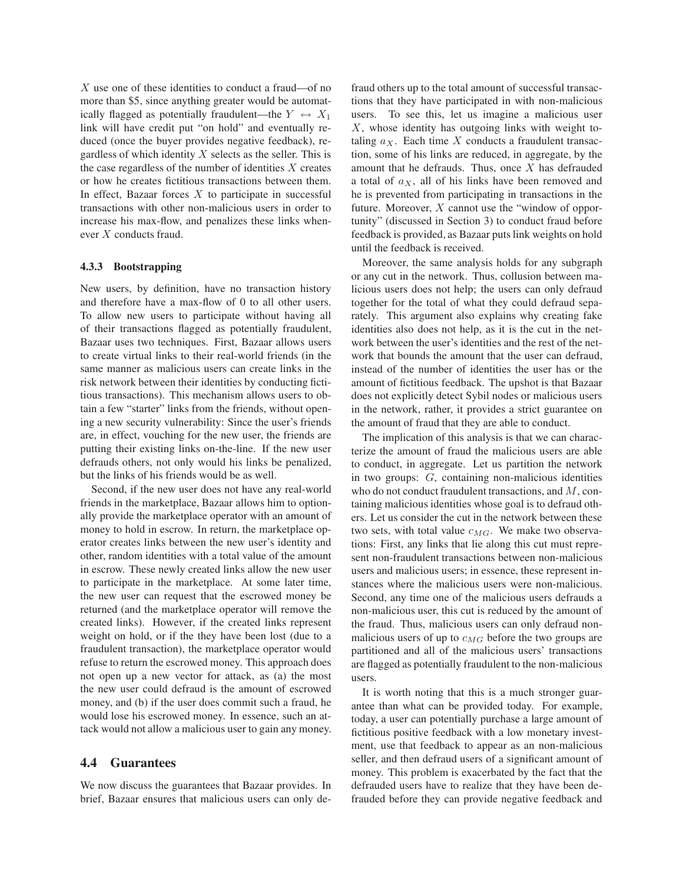$X$ use one of these identities to conduct a fraud—of no more than $5, since anything greater would be automatically flagged as potentially fraudulent—the $Y \leftrightarrow X_1$ link will have credit put "on hold" and eventually reduced (once the buyer provides negative feedback), regardless of which identity $X$ selects as the seller. This is the case regardless of the number of identities $X$ creates or how he creates fictitious transactions between them. In effect, Bazaar forces $X$ to participate in successful transactions with other non-malicious users in order to increase his max-flow, and penalizes these links whenever $X$ conducts fraud.

#### 4.3.3 Bootstrapping

New users, by definition, have no transaction history and therefore have a max-flow of 0 to all other users. To allow new users to participate without having all of their transactions flagged as potentially fraudulent, Bazaar uses two techniques. First, Bazaar allows users to create virtual links to their real-world friends (in the same manner as malicious users can create links in the risk network between their identities by conducting fictitious transactions). This mechanism allows users to obtain a few "starter" links from the friends, without opening a new security vulnerability: Since the user's friends are, in effect, vouching for the new user, the friends are putting their existing links on-the-line. If the new user defrauds others, not only would his links be penalized, but the links of his friends would be as well.

Second, if the new user does not have any real-world friends in the marketplace, Bazaar allows him to optionally provide the marketplace operator with an amount of money to hold in escrow. In return, the marketplace operator creates links between the new user's identity and other, random identities with a total value of the amount in escrow. These newly created links allow the new user to participate in the marketplace. At some later time, the new user can request that the escrowed money be returned (and the marketplace operator will remove the created links). However, if the created links represent weight on hold, or if the they have been lost (due to a fraudulent transaction), the marketplace operator would refuse to return the escrowed money. This approach does not open up a new vector for attack, as (a) the most the new user could defraud is the amount of escrowed money, and (b) if the user does commit such a fraud, he would lose his escrowed money. In essence, such an attack would not allow a malicious user to gain any money.

### 4.4 Guarantees

We now discuss the guarantees that Bazaar provides. In brief, Bazaar ensures that malicious users can only defraud others up to the total amount of successful transactions that they have participated in with non-malicious users. To see this, let us imagine a malicious user $X$, whose identity has outgoing links with weight totaling $a_X$. Each time $X$ conducts a fraudulent transaction, some of his links are reduced, in aggregate, by the amount that he defrauds. Thus, once $X$ has defrauded a total of $a_X$, all of his links have been removed and he is prevented from participating in transactions in the future. Moreover, $X$ cannot use the "window of opportunity" (discussed in Section 3) to conduct fraud before feedback is provided, as Bazaar puts link weights on hold until the feedback is received.

Moreover, the same analysis holds for any subgraph or any cut in the network. Thus, collusion between malicious users does not help; the users can only defraud together for the total of what they could defraud separately. This argument also explains why creating fake identities also does not help, as it is the cut in the network between the user's identities and the rest of the network that bounds the amount that the user can defraud, instead of the number of identities the user has or the amount of fictitious feedback. The upshot is that Bazaar does not explicitly detect Sybil nodes or malicious users in the network, rather, it provides a strict guarantee on the amount of fraud that they are able to conduct.

The implication of this analysis is that we can characterize the amount of fraud the malicious users are able to conduct, in aggregate. Let us partition the network in two groups: $G$, containing non-malicious identities who do not conduct fraudulent transactions, and $M$, containing malicious identities whose goal is to defraud others. Let us consider the cut in the network between these two sets, with total value $c_{MG}$. We make two observations: First, any links that lie along this cut must represent non-fraudulent transactions between non-malicious users and malicious users; in essence, these represent instances where the malicious users were non-malicious. Second, any time one of the malicious users defrauds a non-malicious user, this cut is reduced by the amount of the fraud. Thus, malicious users can only defraud non-malicious users of up to $c_{MG}$ before the two groups are partitioned and all of the malicious users' transactions are flagged as potentially fraudulent to the non-malicious users.

It is worth noting that this is a much stronger guarantee than what can be provided today. For example, today, a user can potentially purchase a large amount of fictitious positive feedback with a low monetary investment, use that feedback to appear as an non-malicious seller, and then defraud users of a significant amount of money. This problem is exacerbated by the fact that the defrauded users have to realize that they have been defrauded before they can provide negative feedback and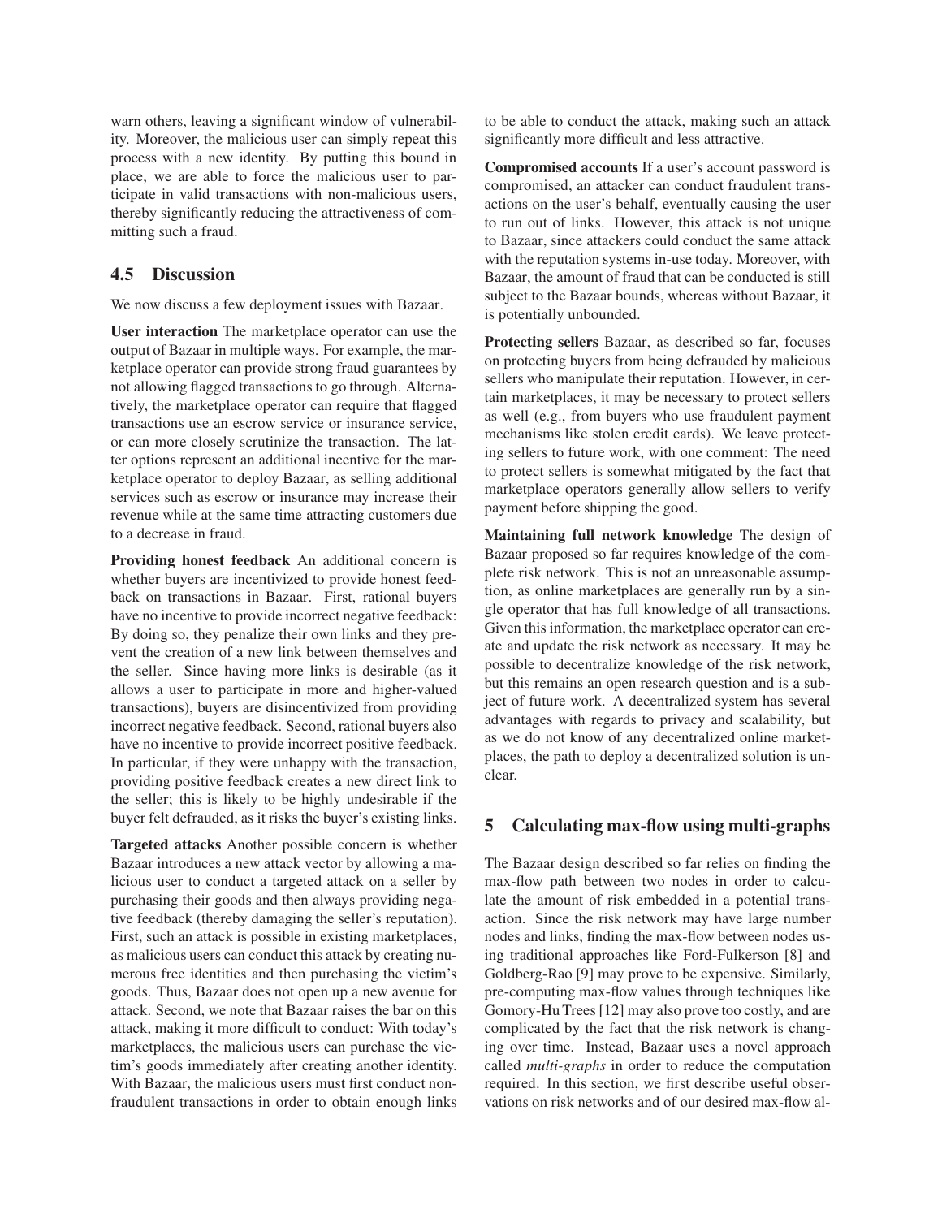warn others, leaving a significant window of vulnerability. Moreover, the malicious user can simply repeat this process with a new identity. By putting this bound in place, we are able to force the malicious user to participate in valid transactions with non-malicious users, thereby significantly reducing the attractiveness of committing such a fraud.

## 4.5 Discussion

We now discuss a few deployment issues with Bazaar.

**User interaction** The marketplace operator can use the output of Bazaar in multiple ways. For example, the marketplace operator can provide strong fraud guarantees by not allowing flagged transactions to go through. Alternatively, the marketplace operator can require that flagged transactions use an escrow service or insurance service, or can more closely scrutinize the transaction. The latter options represent an additional incentive for the marketplace operator to deploy Bazaar, as selling additional services such as escrow or insurance may increase their revenue while at the same time attracting customers due to a decrease in fraud.

**Providing honest feedback** An additional concern is whether buyers are incentivized to provide honest feedback on transactions in Bazaar. First, rational buyers have no incentive to provide incorrect negative feedback: By doing so, they penalize their own links and they prevent the creation of a new link between themselves and the seller. Since having more links is desirable (as it allows a user to participate in more and higher-valued transactions), buyers are disincentivized from providing incorrect negative feedback. Second, rational buyers also have no incentive to provide incorrect positive feedback. In particular, if they were unhappy with the transaction, providing positive feedback creates a new direct link to the seller; this is likely to be highly undesirable if the buyer felt defrauded, as it risks the buyer's existing links.

**Targeted attacks** Another possible concern is whether Bazaar introduces a new attack vector by allowing a malicious user to conduct a targeted attack on a seller by purchasing their goods and then always providing negative feedback (thereby damaging the seller's reputation). First, such an attack is possible in existing marketplaces, as malicious users can conduct this attack by creating numerous free identities and then purchasing the victim's goods. Thus, Bazaar does not open up a new avenue for attack. Second, we note that Bazaar raises the bar on this attack, making it more difficult to conduct: With today's marketplaces, the malicious users can purchase the victim's goods immediately after creating another identity. With Bazaar, the malicious users must first conduct non-fraudulent transactions in order to obtain enough links to be able to conduct the attack, making such an attack significantly more difficult and less attractive.

**Compromised accounts** If a user's account password is compromised, an attacker can conduct fraudulent transactions on the user's behalf, eventually causing the user to run out of links. However, this attack is not unique to Bazaar, since attackers could conduct the same attack with the reputation systems in-use today. Moreover, with Bazaar, the amount of fraud that can be conducted is still subject to the Bazaar bounds, whereas without Bazaar, it is potentially unbounded.

**Protecting sellers** Bazaar, as described so far, focuses on protecting buyers from being defrauded by malicious sellers who manipulate their reputation. However, in certain marketplaces, it may be necessary to protect sellers as well (e.g., from buyers who use fraudulent payment mechanisms like stolen credit cards). We leave protecting sellers to future work, with one comment: The need to protect sellers is somewhat mitigated by the fact that marketplace operators generally allow sellers to verify payment before shipping the good.

**Maintaining full network knowledge** The design of Bazaar proposed so far requires knowledge of the complete risk network. This is not an unreasonable assumption, as online marketplaces are generally run by a single operator that has full knowledge of all transactions. Given this information, the marketplace operator can create and update the risk network as necessary. It may be possible to decentralize knowledge of the risk network, but this remains an open research question and is a subject of future work. A decentralized system has several advantages with regards to privacy and scalability, but as we do not know of any decentralized online marketplaces, the path to deploy a decentralized solution is unclear.

# 5 Calculating max-flow using multi-graphs

The Bazaar design described so far relies on finding the max-flow path between two nodes in order to calculate the amount of risk embedded in a potential transaction. Since the risk network may have large number nodes and links, finding the max-flow between nodes using traditional approaches like Ford-Fulkerson [8] and Goldberg-Rao [9] may prove to be expensive. Similarly, pre-computing max-flow values through techniques like Gomory-Hu Trees [12] may also prove too costly, and are complicated by the fact that the risk network is changing over time. Instead, Bazaar uses a novel approach called *multi-graphs* in order to reduce the computation required. In this section, we first describe useful observations on risk networks and of our desired max-flow al-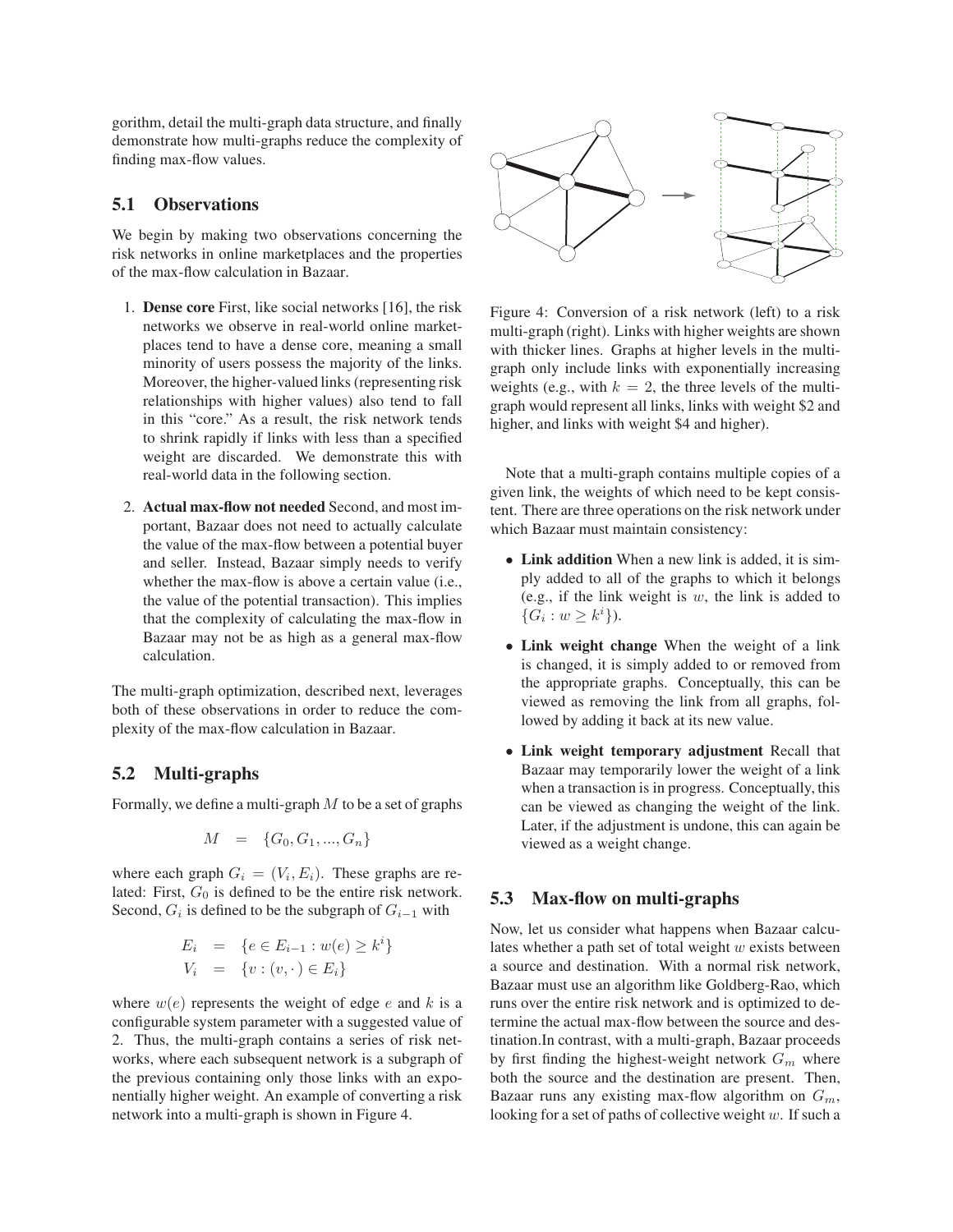gorithm, detail the multi-graph data structure, and finally demonstrate how multi-graphs reduce the complexity of finding max-flow values.

### 5.1 Observations

We begin by making two observations concerning the risk networks in online marketplaces and the properties of the max-flow calculation in Bazaar.

1. **Dense core** First, like social networks [16], the risk networks we observe in real-world online marketplaces tend to have a dense core, meaning a small minority of users possess the majority of the links. Moreover, the higher-valued links (representing risk relationships with higher values) also tend to fall in this "core." As a result, the risk network tends to shrink rapidly if links with less than a specified weight are discarded. We demonstrate this with real-world data in the following section.
2. **Actual max-flow not needed** Second, and most important, Bazaar does not need to actually calculate the value of the max-flow between a potential buyer and seller. Instead, Bazaar simply needs to verify whether the max-flow is above a certain value (i.e., the value of the potential transaction). This implies that the complexity of calculating the max-flow in Bazaar may not be as high as a general max-flow calculation.

The multi-graph optimization, described next, leverages both of these observations in order to reduce the complexity of the max-flow calculation in Bazaar.

### 5.2 Multi-graphs

Formally, we define a multi-graph $M$ to be a set of graphs

$$M = \{G_0, G_1, ..., G_n\}$$

where each graph $G_i = (V_i, E_i)$. These graphs are related: First, $G_0$ is defined to be the entire risk network. Second, $G_i$ is defined to be the subgraph of $G_{i-1}$ with

$$\begin{aligned} E_i &= \{e \in E_{i-1} : w(e) \geq k^i\} \\ V_i &= \{v : (v, \cdot) \in E_i\} \end{aligned}$$

where $w(e)$ represents the weight of edge $e$ and $k$ is a configurable system parameter with a suggested value of 2. Thus, the multi-graph contains a series of risk networks, where each subsequent network is a subgraph of the previous containing only those links with an exponentially higher weight. An example of converting a risk network into a multi-graph is shown in Figure 4.

Figure 4: Conversion of a risk network (left) to a risk multi-graph (right). Links with higher weights are shown with thicker lines. Graphs at higher levels in the multi-graph only include links with exponentially increasing weights (e.g., with $k = 2$, the three levels of the multi-graph would represent all links, links with weight \$2 and higher, and links with weight \$4 and higher).

Note that a multi-graph contains multiple copies of a given link, the weights of which need to be kept consistent. There are three operations on the risk network under which Bazaar must maintain consistency:

- **Link addition** When a new link is added, it is simply added to all of the graphs to which it belongs (e.g., if the link weight is $w$, the link is added to $\{G_i : w \geq k^i\}$).
- **Link weight change** When the weight of a link is changed, it is simply added to or removed from the appropriate graphs. Conceptually, this can be viewed as removing the link from all graphs, followed by adding it back at its new value.
- **Link weight temporary adjustment** Recall that Bazaar may temporarily lower the weight of a link when a transaction is in progress. Conceptually, this can be viewed as changing the weight of the link. Later, if the adjustment is undone, this can again be viewed as a weight change.

### 5.3 Max-flow on multi-graphs

Now, let us consider what happens when Bazaar calculates whether a path set of total weight $w$ exists between a source and destination. With a normal risk network, Bazaar must use an algorithm like Goldberg-Rao, which runs over the entire risk network and is optimized to determine the actual max-flow between the source and destination.In contrast, with a multi-graph, Bazaar proceeds by first finding the highest-weight network $G_m$ where both the source and the destination are present. Then, Bazaar runs any existing max-flow algorithm on $G_m$, looking for a set of paths of collective weight $w$. If such a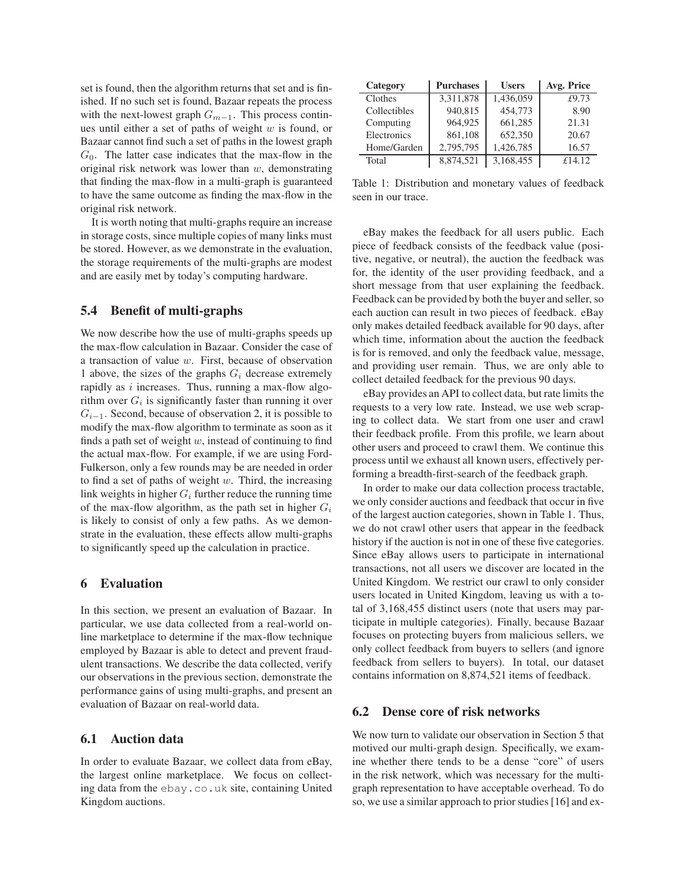set is found, then the algorithm returns that set and is finished. If no such set is found, Bazaar repeats the process with the next-lowest graph $G_{m-1}$. This process continues until either a set of paths of weight $w$ is found, or Bazaar cannot find such a set of paths in the lowest graph $G_0$. The latter case indicates that the max-flow in the original risk network was lower than $w$, demonstrating that finding the max-flow in a multi-graph is guaranteed to have the same outcome as finding the max-flow in the original risk network.

It is worth noting that multi-graphs require an increase in storage costs, since multiple copies of many links must be stored. However, as we demonstrate in the evaluation, the storage requirements of the multi-graphs are modest and are easily met by today's computing hardware.

### 5.4 Benefit of multi-graphs

We now describe how the use of multi-graphs speeds up the max-flow calculation in Bazaar. Consider the case of a transaction of value $w$. First, because of observation 1 above, the sizes of the graphs $G_i$ decrease extremely rapidly as $i$ increases. Thus, running a max-flow algorithm over $G_i$ is significantly faster than running it over $G_{i-1}$. Second, because of observation 2, it is possible to modify the max-flow algorithm to terminate as soon as it finds a path set of weight $w$, instead of continuing to find the actual max-flow. For example, if we are using Ford-Fulkerson, only a few rounds may be are needed in order to find a set of paths of weight $w$. Third, the increasing link weights in higher $G_i$ further reduce the running time of the max-flow algorithm, as the path set in higher $G_i$ is likely to consist of only a few paths. As we demonstrate in the evaluation, these effects allow multi-graphs to significantly speed up the calculation in practice.

## 6 Evaluation

In this section, we present an evaluation of Bazaar. In particular, we use data collected from a real-world online marketplace to determine if the max-flow technique employed by Bazaar is able to detect and prevent fraudulent transactions. We describe the data collected, verify our observations in the previous section, demonstrate the performance gains of using multi-graphs, and present an evaluation of Bazaar on real-world data.

### 6.1 Auction data

In order to evaluate Bazaar, we collect data from eBay, the largest online marketplace. We focus on collecting data from the `ebay.co.uk` site, containing United Kingdom auctions.

| Category | Purchases | Users | Avg. Price |
|---|---|---|---|
| Clothes | 3,311,878 | 1,436,059 | £9.73 |
| Collectibles | 940,815 | 454,773 | 8.90 |
| Computing | 964,925 | 661,285 | 21.31 |
| Electronics | 861,108 | 652,350 | 20.67 |
| Home/Garden | 2,795,795 | 1,426,785 | 16.57 |
| Total | 8,874,521 | 3,168,455 | £14.12 |

Table 1: Distribution and monetary values of feedback seen in our trace.

eBay makes the feedback for all users public. Each piece of feedback consists of the feedback value (positive, negative, or neutral), the auction the feedback was for, the identity of the user providing feedback, and a short message from that user explaining the feedback. Feedback can be provided by both the buyer and seller, so each auction can result in two pieces of feedback. eBay only makes detailed feedback available for 90 days, after which time, information about the auction the feedback is for is removed, and only the feedback value, message, and providing user remain. Thus, we are only able to collect detailed feedback for the previous 90 days.

eBay provides an API to collect data, but rate limits the requests to a very low rate. Instead, we use web scraping to collect data. We start from one user and crawl their feedback profile. From this profile, we learn about other users and proceed to crawl them. We continue this process until we exhaust all known users, effectively performing a breadth-first-search of the feedback graph.

In order to make our data collection process tractable, we only consider auctions and feedback that occur in five of the largest auction categories, shown in Table 1. Thus, we do not crawl other users that appear in the feedback history if the auction is not in one of these five categories. Since eBay allows users to participate in international transactions, not all users we discover are located in the United Kingdom. We restrict our crawl to only consider users located in United Kingdom, leaving us with a total of 3,168,455 distinct users (note that users may participate in multiple categories). Finally, because Bazaar focuses on protecting buyers from malicious sellers, we only collect feedback from buyers to sellers (and ignore feedback from sellers to buyers). In total, our dataset contains information on 8,874,521 items of feedback.

### 6.2 Dense core of risk networks

We now turn to validate our observation in Section 5 that motived our multi-graph design. Specifically, we examine whether there tends to be a dense "core" of users in the risk network, which was necessary for the multi-graph representation to have acceptable overhead. To do so, we use a similar approach to prior studies [16] and ex-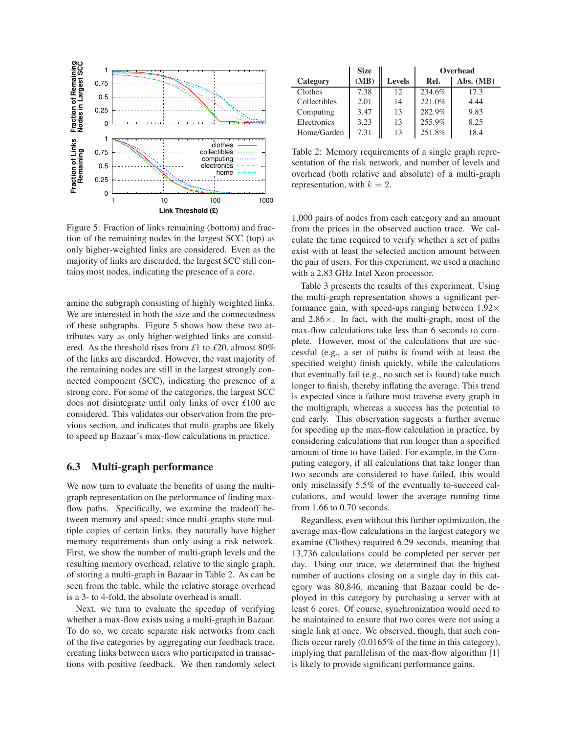Figure 5: Fraction of links remaining (bottom) and fraction of the remaining nodes in the largest SCC (top) as only higher-weighted links are considered. Even as the majority of links are discarded, the largest SCC still contains most nodes, indicating the presence of a core.

amine the subgraph consisting of highly weighted links. We are interested in both the size and the connectedness of these subgraphs. Figure 5 shows how these two attributes vary as only higher-weighted links are considered. As the threshold rises from £1 to £20, almost 80% of the links are discarded. However, the vast majority of the remaining nodes are still in the largest strongly connected component (SCC), indicating the presence of a strong core. For some of the categories, the largest SCC does not disintegrate until only links of over £100 are considered. This validates our observation from the previous section, and indicates that multi-graphs are likely to speed up Bazaar's max-flow calculations in practice.

## 6.3 Multi-graph performance

We now turn to evaluate the benefits of using the multi-graph representation on the performance of finding max-flow paths. Specifically, we examine the tradeoff between memory and speed; since multi-graphs store multiple copies of certain links, they naturally have higher memory requirements than only using a risk network. First, we show the number of multi-graph levels and the resulting memory overhead, relative to the single graph, of storing a multi-graph in Bazaar in Table 2. As can be seen from the table, while the relative storage overhead is a 3- to 4-fold, the absolute overhead is small.

Next, we turn to evaluate the speedup of verifying whether a max-flow exists using a multi-graph in Bazaar. To do so, we create separate risk networks from each of the five categories by aggregating our feedback trace, creating links between users who participated in transactions with positive feedback. We then randomly select 1,000 pairs of nodes from each category and an amount from the prices in the observed auction trace. We calculate the time required to verify whether a set of paths exist with at least the selected auction amount between the pair of users. For this experiment, we used a machine with a 2.83 GHz Intel Xeon processor.

| Category | Size (MB) | Levels | Overhead Rel. | Overhead Abs. (MB) |
|---|---|---|---|---|
| Clothes | 7.38 | 12 | 234.6% | 17.3 |
| Collectibles | 2.01 | 14 | 221.0% | 4.44 |
| Computing | 3.47 | 13 | 282.9% | 9.83 |
| Electronics | 3.23 | 13 | 255.9% | 8.25 |
| Home/Garden | 7.31 | 13 | 251.8% | 18.4 |

Table 2: Memory requirements of a single graph representation of the risk network, and number of levels and overhead (both relative and absolute) of a multi-graph representation, with $k = 2$.

Table 3 presents the results of this experiment. Using the multi-graph representation shows a significant performance gain, with speed-ups ranging between 1.92× and 2.86×. In fact, with the multi-graph, most of the max-flow calculations take less than 6 seconds to complete. However, most of the calculations that are successful (e.g., a set of paths is found with at least the specified weight) finish quickly, while the calculations that eventually fail (e.g., no such set is found) take much longer to finish, thereby inflating the average. This trend is expected since a failure must traverse every graph in the multigraph, whereas a success has the potential to end early. This observation suggests a further avenue for speeding up the max-flow calculation in practice, by considering calculations that run longer than a specified amount of time to have failed. For example, in the Computing category, if all calculations that take longer than two seconds are considered to have failed, this would only misclassify 5.5% of the eventually to-succeed calculations, and would lower the average running time from 1.66 to 0.70 seconds.

Regardless, even without this further optimization, the average max-flow calculations in the largest category we examine (Clothes) required 6.29 seconds, meaning that 13,736 calculations could be completed per server per day. Using our trace, we determined that the highest number of auctions closing on a single day in this category was 80,846, meaning that Bazaar could be deployed in this category by purchasing a server with at least 6 cores. Of course, synchronization would need to be maintained to ensure that two cores were not using a single link at once. We observed, though, that such conflicts occur rarely (0.0165% of the time in this category), implying that parallelism of the max-flow algorithm [1] is likely to provide significant performance gains.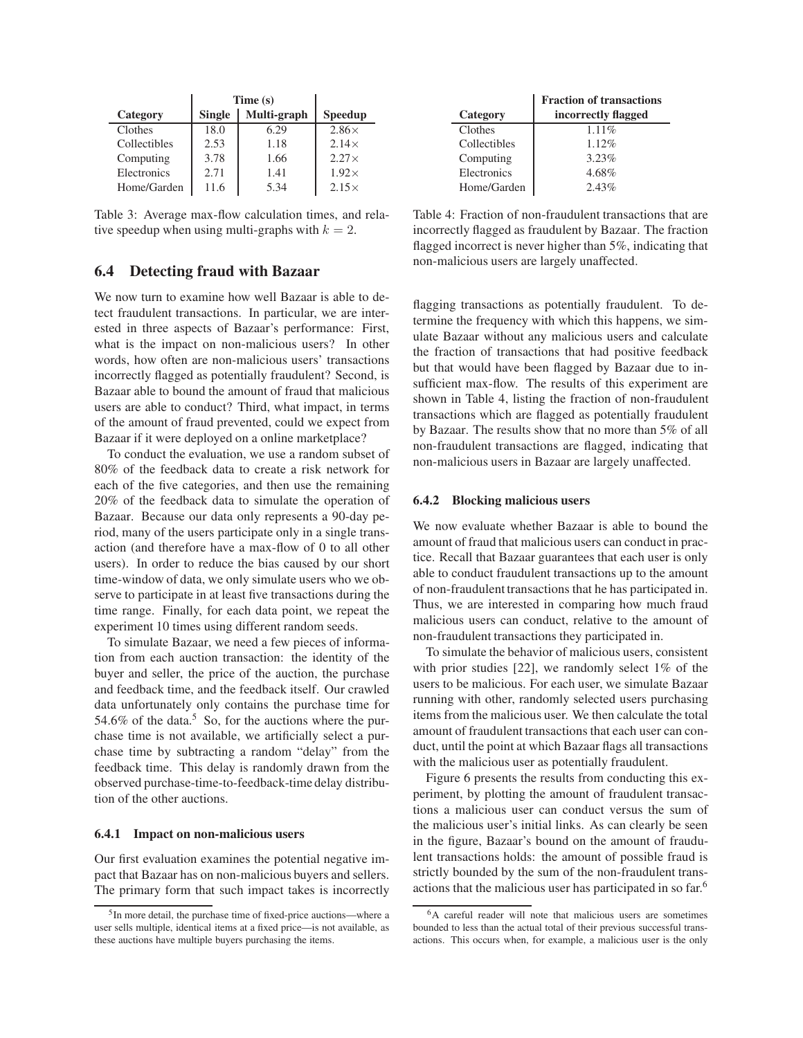| Category | Time (s) | | Speedup |
|---|---|---|---|
| | Single | Multi-graph | |
| Clothes | 18.0 | 6.29 | 2.86× |
| Collectibles | 2.53 | 1.18 | 2.14× |
| Computing | 3.78 | 1.66 | 2.27× |
| Electronics | 2.71 | 1.41 | 1.92× |
| Home/Garden | 11.6 | 5.34 | 2.15× |

Table 3: Average max-flow calculation times, and relative speedup when using multi-graphs with $k = 2$.

| Category | Fraction of transactions incorrectly flagged |
|---|---|
| Clothes | 1.11% |
| Collectibles | 1.12% |
| Computing | 3.23% |
| Electronics | 4.68% |
| Home/Garden | 2.43% |

Table 4: Fraction of non-fraudulent transactions that are incorrectly flagged as fraudulent by Bazaar. The fraction flagged incorrect is never higher than 5%, indicating that non-malicious users are largely unaffected.

## 6.4 Detecting fraud with Bazaar

We now turn to examine how well Bazaar is able to detect fraudulent transactions. In particular, we are interested in three aspects of Bazaar's performance: First, what is the impact on non-malicious users? In other words, how often are non-malicious users' transactions incorrectly flagged as potentially fraudulent? Second, is Bazaar able to bound the amount of fraud that malicious users are able to conduct? Third, what impact, in terms of the amount of fraud prevented, could we expect from Bazaar if it were deployed on a online marketplace?

To conduct the evaluation, we use a random subset of 80% of the feedback data to create a risk network for each of the five categories, and then use the remaining 20% of the feedback data to simulate the operation of Bazaar. Because our data only represents a 90-day period, many of the users participate only in a single transaction (and therefore have a max-flow of 0 to all other users). In order to reduce the bias caused by our short time-window of data, we only simulate users who we observe to participate in at least five transactions during the time range. Finally, for each data point, we repeat the experiment 10 times using different random seeds.

To simulate Bazaar, we need a few pieces of information from each auction transaction: the identity of the buyer and seller, the price of the auction, the purchase and feedback time, and the feedback itself. Our crawled data unfortunately only contains the purchase time for 54.6% of the data.[5] So, for the auctions where the purchase time is not available, we artificially select a purchase time by subtracting a random "delay" from the feedback time. This delay is randomly drawn from the observed purchase-time-to-feedback-time delay distribution of the other auctions.

### 6.4.1 Impact on non-malicious users

Our first evaluation examines the potential negative impact that Bazaar has on non-malicious buyers and sellers. The primary form that such impact takes is incorrectly flagging transactions as potentially fraudulent. To determine the frequency with which this happens, we simulate Bazaar without any malicious users and calculate the fraction of transactions that had positive feedback but that would have been flagged by Bazaar due to insufficient max-flow. The results of this experiment are shown in Table 4, listing the fraction of non-fraudulent transactions which are flagged as potentially fraudulent by Bazaar. The results show that no more than 5% of all non-fraudulent transactions are flagged, indicating that non-malicious users in Bazaar are largely unaffected.

### 6.4.2 Blocking malicious users

We now evaluate whether Bazaar is able to bound the amount of fraud that malicious users can conduct in practice. Recall that Bazaar guarantees that each user is only able to conduct fraudulent transactions up to the amount of non-fraudulent transactions that he has participated in. Thus, we are interested in comparing how much fraud malicious users can conduct, relative to the amount of non-fraudulent transactions they participated in.

To simulate the behavior of malicious users, consistent with prior studies [22], we randomly select 1% of the users to be malicious. For each user, we simulate Bazaar running with other, randomly selected users purchasing items from the malicious user. We then calculate the total amount of fraudulent transactions that each user can conduct, until the point at which Bazaar flags all transactions with the malicious user as potentially fraudulent.

Figure 6 presents the results from conducting this experiment, by plotting the amount of fraudulent transactions a malicious user can conduct versus the sum of the malicious user's initial links. As can clearly be seen in the figure, Bazaar's bound on the amount of fraudulent transactions holds: the amount of possible fraud is strictly bounded by the sum of the non-fraudulent transactions that the malicious user has participated in so far.[6]

[5] In more detail, the purchase time of fixed-price auctions—where a user sells multiple, identical items at a fixed price—is not available, as these auctions have multiple buyers purchasing the items.

[6] A careful reader will note that malicious users are sometimes bounded to less than the actual total of their previous successful transactions. This occurs when, for example, a malicious user is the only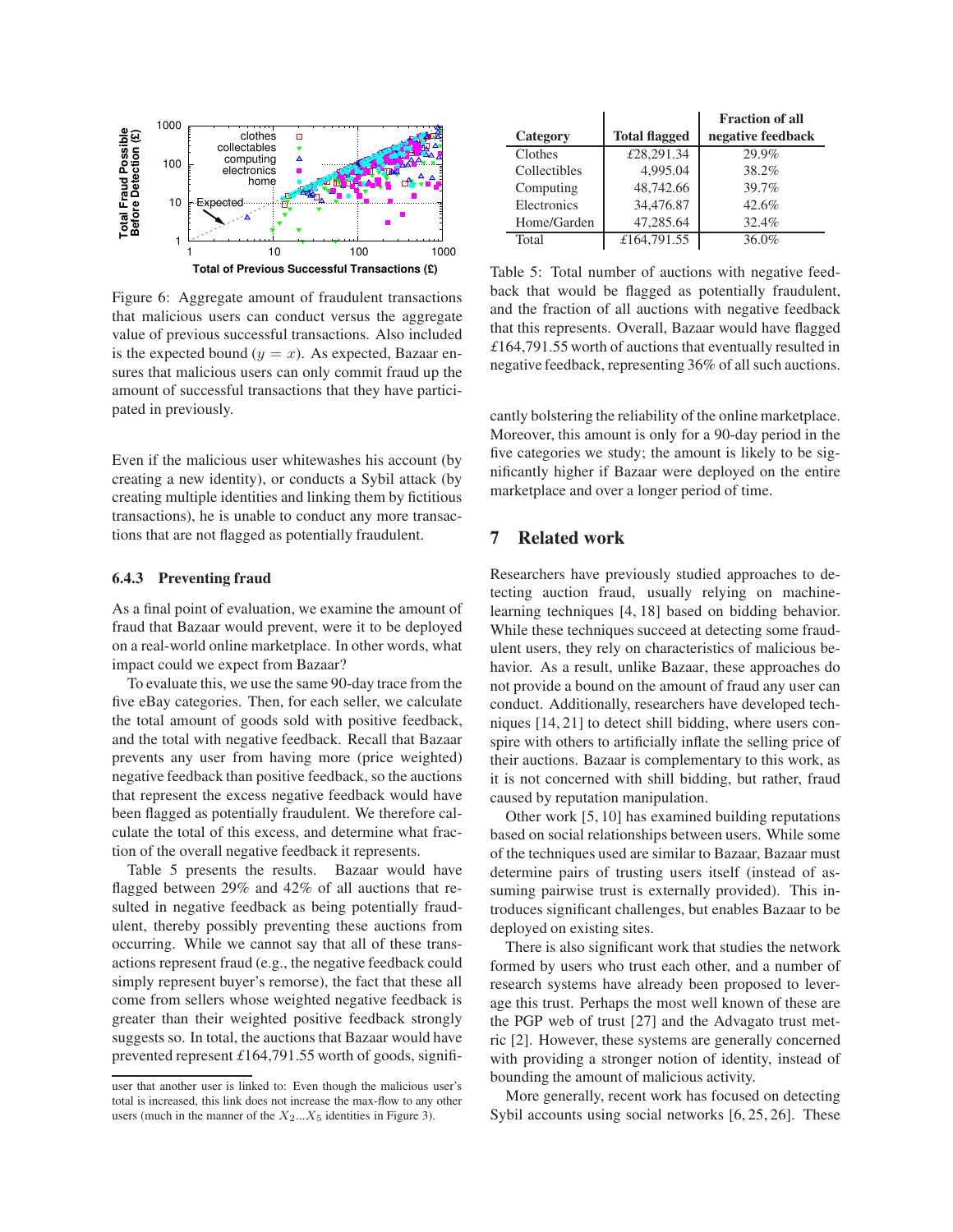Figure 6: Aggregate amount of fraudulent transactions that malicious users can conduct versus the aggregate value of previous successful transactions. Also included is the expected bound ($y = x$). As expected, Bazaar ensures that malicious users can only commit fraud up the amount of successful transactions that they have participated in previously.

Even if the malicious user whitewashes his account (by creating a new identity), or conducts a Sybil attack (by creating multiple identities and linking them by fictitious transactions), he is unable to conduct any more transactions that are not flagged as potentially fraudulent.

#### 6.4.3 Preventing fraud

As a final point of evaluation, we examine the amount of fraud that Bazaar would prevent, were it to be deployed on a real-world online marketplace. In other words, what impact could we expect from Bazaar?

To evaluate this, we use the same 90-day trace from the five eBay categories. Then, for each seller, we calculate the total amount of goods sold with positive feedback, and the total with negative feedback. Recall that Bazaar prevents any user from having more (price weighted) negative feedback than positive feedback, so the auctions that represent the excess negative feedback would have been flagged as potentially fraudulent. We therefore calculate the total of this excess, and determine what fraction of the overall negative feedback it represents.

Table 5 presents the results. Bazaar would have flagged between 29% and 42% of all auctions that resulted in negative feedback as being potentially fraudulent, thereby possibly preventing these auctions from occurring. While we cannot say that all of these transactions represent fraud (e.g., the negative feedback could simply represent buyer's remorse), the fact that these all come from sellers whose weighted negative feedback is greater than their weighted positive feedback strongly suggests so. In total, the auctions that Bazaar would have prevented represent £164,791.55 worth of goods, significantly bolstering the reliability of the online marketplace. Moreover, this amount is only for a 90-day period in the five categories we study; the amount is likely to be significantly higher if Bazaar were deployed on the entire marketplace and over a longer period of time.

| Category | Total flagged | Fraction of all negative feedback |
|---|---|---|
| Clothes | £28,291.34 | 29.9% |
| Collectibles | 4,995.04 | 38.2% |
| Computing | 48,742.66 | 39.7% |
| Electronics | 34,476.87 | 42.6% |
| Home/Garden | 47,285.64 | 32.4% |
| Total | £164,791.55 | 36.0% |

Table 5: Total number of auctions with negative feedback that would be flagged as potentially fraudulent, and the fraction of all auctions with negative feedback that this represents. Overall, Bazaar would have flagged £164,791.55 worth of auctions that eventually resulted in negative feedback, representing 36% of all such auctions.

## 7 Related work

Researchers have previously studied approaches to detecting auction fraud, usually relying on machine-learning techniques [4, 18] based on bidding behavior. While these techniques succeed at detecting some fraudulent users, they rely on characteristics of malicious behavior. As a result, unlike Bazaar, these approaches do not provide a bound on the amount of fraud any user can conduct. Additionally, researchers have developed techniques [14, 21] to detect shill bidding, where users conspire with others to artificially inflate the selling price of their auctions. Bazaar is complementary to this work, as it is not concerned with shill bidding, but rather, fraud caused by reputation manipulation.

Other work [5, 10] has examined building reputations based on social relationships between users. While some of the techniques used are similar to Bazaar, Bazaar must determine pairs of trusting users itself (instead of assuming pairwise trust is externally provided). This introduces significant challenges, but enables Bazaar to be deployed on existing sites.

There is also significant work that studies the network formed by users who trust each other, and a number of research systems have already been proposed to leverage this trust. Perhaps the most well known of these are the PGP web of trust [27] and the Advagato trust metric [2]. However, these systems are generally concerned with providing a stronger notion of identity, instead of bounding the amount of malicious activity.

More generally, recent work has focused on detecting Sybil accounts using social networks [6, 25, 26]. These

user that another user is linked to: Even though the malicious user's total is increased, this link does not increase the max-flow to any other users (much in the manner of the $X_2 \dots X_5$ identities in Figure 3).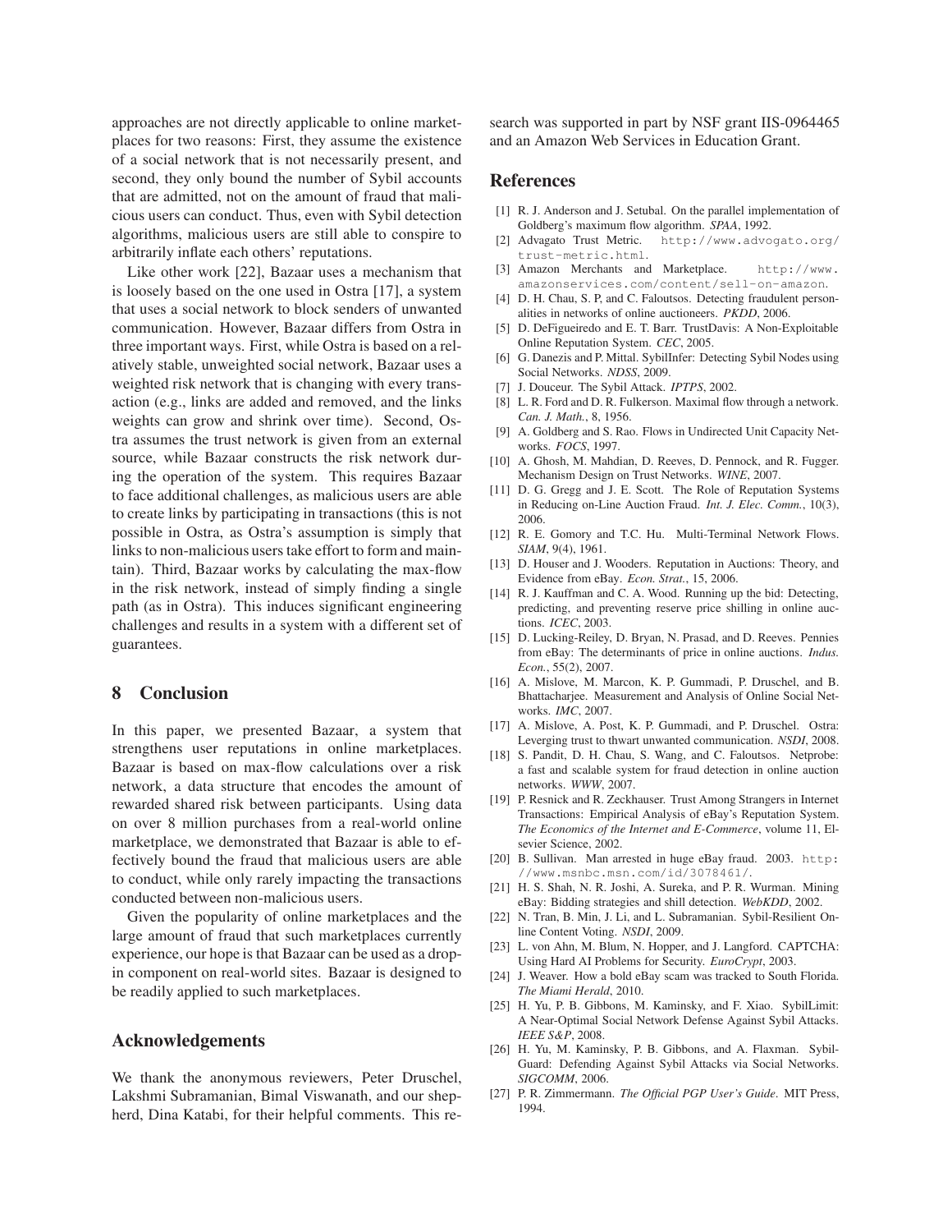approaches are not directly applicable to online marketplaces for two reasons: First, they assume the existence of a social network that is not necessarily present, and second, they only bound the number of Sybil accounts that are admitted, not on the amount of fraud that malicious users can conduct. Thus, even with Sybil detection algorithms, malicious users are still able to conspire to arbitrarily inflate each others' reputations.

Like other work [22], Bazaar uses a mechanism that is loosely based on the one used in Ostra [17], a system that uses a social network to block senders of unwanted communication. However, Bazaar differs from Ostra in three important ways. First, while Ostra is based on a relatively stable, unweighted social network, Bazaar uses a weighted risk network that is changing with every transaction (e.g., links are added and removed, and the links weights can grow and shrink over time). Second, Ostra assumes the trust network is given from an external source, while Bazaar constructs the risk network during the operation of the system. This requires Bazaar to face additional challenges, as malicious users are able to create links by participating in transactions (this is not possible in Ostra, as Ostra's assumption is simply that links to non-malicious users take effort to form and maintain). Third, Bazaar works by calculating the max-flow in the risk network, instead of simply finding a single path (as in Ostra). This induces significant engineering challenges and results in a system with a different set of guarantees.

## 8 Conclusion

In this paper, we presented Bazaar, a system that strengthens user reputations in online marketplaces. Bazaar is based on max-flow calculations over a risk network, a data structure that encodes the amount of rewarded shared risk between participants. Using data on over 8 million purchases from a real-world online marketplace, we demonstrated that Bazaar is able to effectively bound the fraud that malicious users are able to conduct, while only rarely impacting the transactions conducted between non-malicious users.

Given the popularity of online marketplaces and the large amount of fraud that such marketplaces currently experience, our hope is that Bazaar can be used as a drop-in component on real-world sites. Bazaar is designed to be readily applied to such marketplaces.

## Acknowledgements

We thank the anonymous reviewers, Peter Druschel, Lakshmi Subramanian, Bimal Viswanath, and our shepherd, Dina Katabi, for their helpful comments. This research was supported in part by NSF grant IIS-0964465 and an Amazon Web Services in Education Grant.

## References

[1] R. J. Anderson and J. Setubal. On the parallel implementation of Goldberg's maximum flow algorithm. *SPAA*, 1992.

[2] Advagato Trust Metric. http://www.advogato.org/trust-metric.html.

[3] Amazon Merchants and Marketplace. http://www.amazonservices.com/content/sell-on-amazon.

[4] D. H. Chau, S. P, and C. Faloutsos. Detecting fraudulent personalities in networks of online auctioneers. *PKDD*, 2006.

[5] D. DeFigueiredo and E. T. Barr. TrustDavis: A Non-Exploitable Online Reputation System. *CEC*, 2005.

[6] G. Danezis and P. Mittal. SybilInfer: Detecting Sybil Nodes using Social Networks. *NDSS*, 2009.

[7] J. Douceur. The Sybil Attack. *IPTPS*, 2002.

[8] L. R. Ford and D. R. Fulkerson. Maximal flow through a network. *Can. J. Math.*, 8, 1956.

[9] A. Goldberg and S. Rao. Flows in Undirected Unit Capacity Networks. *FOCS*, 1997.

[10] A. Ghosh, M. Mahdian, D. Reeves, D. Pennock, and R. Fugger. Mechanism Design on Trust Networks. *WINE*, 2007.

[11] D. G. Gregg and J. E. Scott. The Role of Reputation Systems in Reducing on-Line Auction Fraud. *Int. J. Elec. Comm.*, 10(3), 2006.

[12] R. E. Gomory and T.C. Hu. Multi-Terminal Network Flows. *SIAM*, 9(4), 1961.

[13] D. Houser and J. Wooders. Reputation in Auctions: Theory, and Evidence from eBay. *Econ. Strat.*, 15, 2006.

[14] R. J. Kauffman and C. A. Wood. Running up the bid: Detecting, predicting, and preventing reserve price shilling in online auctions. *ICEC*, 2003.

[15] D. Lucking-Reiley, D. Bryan, N. Prasad, and D. Reeves. Pennies from eBay: The determinants of price in online auctions. *Indus. Econ.*, 55(2), 2007.

[16] A. Mislove, M. Marcon, K. P. Gummadi, P. Druschel, and B. Bhattacharjee. Measurement and Analysis of Online Social Networks. *IMC*, 2007.

[17] A. Mislove, A. Post, K. P. Gummadi, and P. Druschel. Ostra: Leverging trust to thwart unwanted communication. *NSDI*, 2008.

[18] S. Pandit, D. H. Chau, S. Wang, and C. Faloutsos. Netprobe: a fast and scalable system for fraud detection in online auction networks. *WWW*, 2007.

[19] P. Resnick and R. Zeckhauser. Trust Among Strangers in Internet Transactions: Empirical Analysis of eBay's Reputation System. *The Economics of the Internet and E-Commerce*, volume 11, Elsevier Science, 2002.

[20] B. Sullivan. Man arrested in huge eBay fraud. 2003. http://www.msnbc.msn.com/id/3078461/.

[21] H. S. Shah, N. R. Joshi, A. Sureka, and P. R. Wurman. Mining eBay: Bidding strategies and shill detection. *WebKDD*, 2002.

[22] N. Tran, B. Min, J. Li, and L. Subramanian. Sybil-Resilient Online Content Voting. *NSDI*, 2009.

[23] L. von Ahn, M. Blum, N. Hopper, and J. Langford. CAPTCHA: Using Hard AI Problems for Security. *EuroCrypt*, 2003.

[24] J. Weaver. How a bold eBay scam was tracked to South Florida. *The Miami Herald*, 2010.

[25] H. Yu, P. B. Gibbons, M. Kaminsky, and F. Xiao. SybilLimit: A Near-Optimal Social Network Defense Against Sybil Attacks. *IEEE S&P*, 2008.

[26] H. Yu, M. Kaminsky, P. B. Gibbons, and A. Flaxman. SybilGuard: Defending Against Sybil Attacks via Social Networks. *SIGCOMM*, 2006.

[27] P. R. Zimmermann. *The Official PGP User's Guide*. MIT Press, 1994.